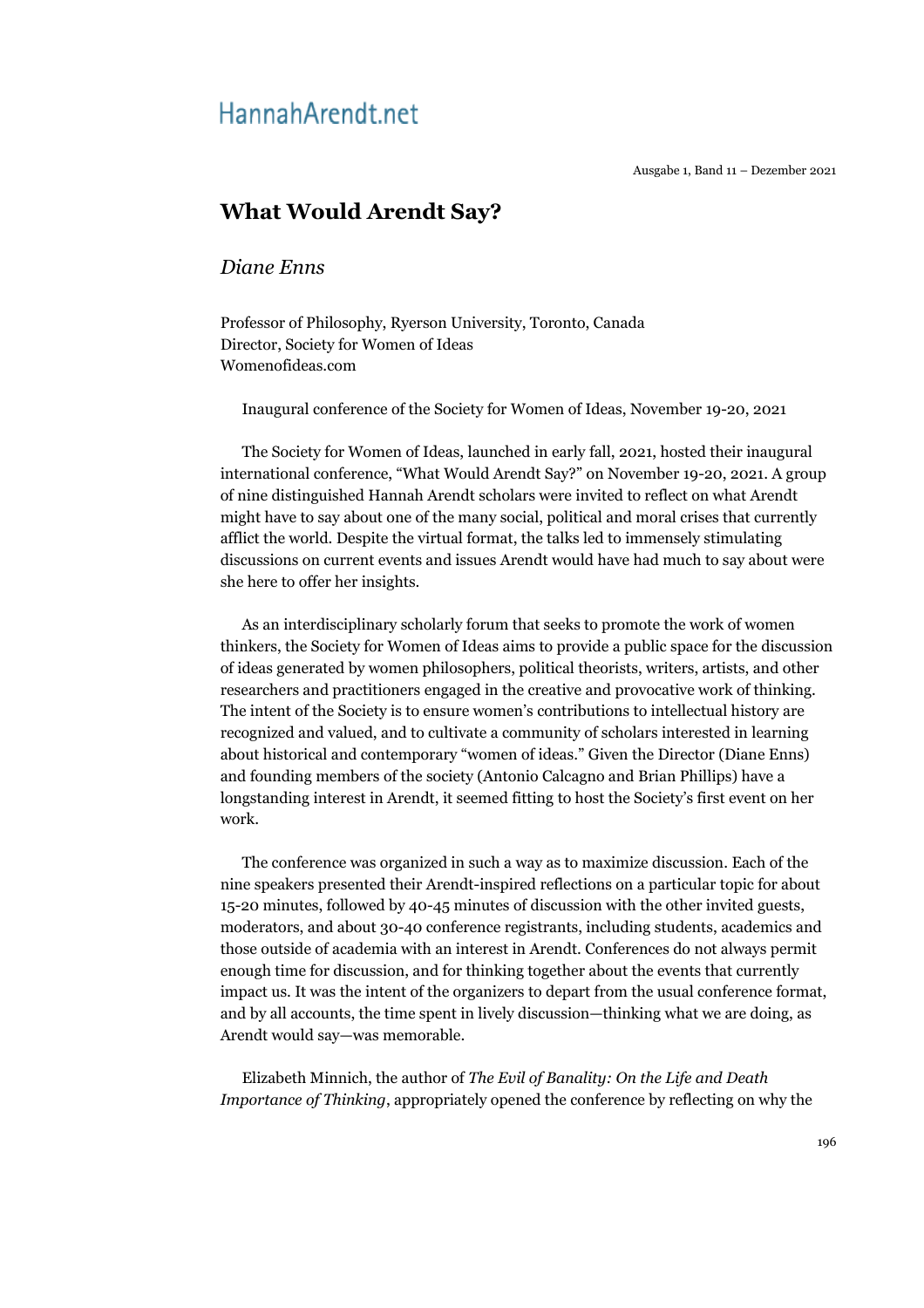# What Would Arendt Say?

*Diane Enns*

Professor of Philosophy, Ryerson University, Toronto, Canada
Director, Society for Women of Ideas
Womenofideas.com

Inaugural conference of the Society for Women of Ideas, November 19-20, 2021

The Society for Women of Ideas, launched in early fall, 2021, hosted their inaugural international conference, "What Would Arendt Say?" on November 19-20, 2021. A group of nine distinguished Hannah Arendt scholars were invited to reflect on what Arendt might have to say about one of the many social, political and moral crises that currently afflict the world. Despite the virtual format, the talks led to immensely stimulating discussions on current events and issues Arendt would have had much to say about were she here to offer her insights.

As an interdisciplinary scholarly forum that seeks to promote the work of women thinkers, the Society for Women of Ideas aims to provide a public space for the discussion of ideas generated by women philosophers, political theorists, writers, artists, and other researchers and practitioners engaged in the creative and provocative work of thinking. The intent of the Society is to ensure women's contributions to intellectual history are recognized and valued, and to cultivate a community of scholars interested in learning about historical and contemporary "women of ideas." Given the Director (Diane Enns) and founding members of the society (Antonio Calcagno and Brian Phillips) have a longstanding interest in Arendt, it seemed fitting to host the Society's first event on her work.

The conference was organized in such a way as to maximize discussion. Each of the nine speakers presented their Arendt-inspired reflections on a particular topic for about 15-20 minutes, followed by 40-45 minutes of discussion with the other invited guests, moderators, and about 30-40 conference registrants, including students, academics and those outside of academia with an interest in Arendt. Conferences do not always permit enough time for discussion, and for thinking together about the events that currently impact us. It was the intent of the organizers to depart from the usual conference format, and by all accounts, the time spent in lively discussion—thinking what we are doing, as Arendt would say—was memorable.

Elizabeth Minnich, the author of *The Evil of Banality: On the Life and Death Importance of Thinking*, appropriately opened the conference by reflecting on why the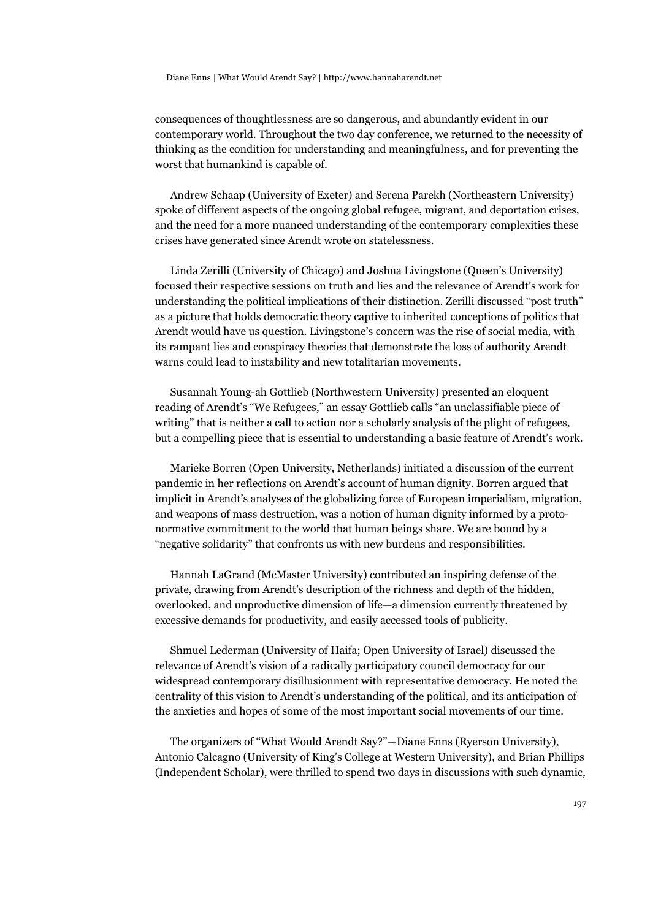consequences of thoughtlessness are so dangerous, and abundantly evident in our contemporary world. Throughout the two day conference, we returned to the necessity of thinking as the condition for understanding and meaningfulness, and for preventing the worst that humankind is capable of.

Andrew Schaap (University of Exeter) and Serena Parekh (Northeastern University) spoke of different aspects of the ongoing global refugee, migrant, and deportation crises, and the need for a more nuanced understanding of the contemporary complexities these crises have generated since Arendt wrote on statelessness.

Linda Zerilli (University of Chicago) and Joshua Livingstone (Queen's University) focused their respective sessions on truth and lies and the relevance of Arendt's work for understanding the political implications of their distinction. Zerilli discussed "post truth" as a picture that holds democratic theory captive to inherited conceptions of politics that Arendt would have us question. Livingstone's concern was the rise of social media, with its rampant lies and conspiracy theories that demonstrate the loss of authority Arendt warns could lead to instability and new totalitarian movements.

Susannah Young-ah Gottlieb (Northwestern University) presented an eloquent reading of Arendt's "We Refugees," an essay Gottlieb calls "an unclassifiable piece of writing" that is neither a call to action nor a scholarly analysis of the plight of refugees, but a compelling piece that is essential to understanding a basic feature of Arendt's work.

Marieke Borren (Open University, Netherlands) initiated a discussion of the current pandemic in her reflections on Arendt's account of human dignity. Borren argued that implicit in Arendt's analyses of the globalizing force of European imperialism, migration, and weapons of mass destruction, was a notion of human dignity informed by a proto-normative commitment to the world that human beings share. We are bound by a "negative solidarity" that confronts us with new burdens and responsibilities.

Hannah LaGrand (McMaster University) contributed an inspiring defense of the private, drawing from Arendt's description of the richness and depth of the hidden, overlooked, and unproductive dimension of life—a dimension currently threatened by excessive demands for productivity, and easily accessed tools of publicity.

Shmuel Lederman (University of Haifa; Open University of Israel) discussed the relevance of Arendt's vision of a radically participatory council democracy for our widespread contemporary disillusionment with representative democracy. He noted the centrality of this vision to Arendt's understanding of the political, and its anticipation of the anxieties and hopes of some of the most important social movements of our time.

The organizers of "What Would Arendt Say?"—Diane Enns (Ryerson University), Antonio Calcagno (University of King's College at Western University), and Brian Phillips (Independent Scholar), were thrilled to spend two days in discussions with such dynamic,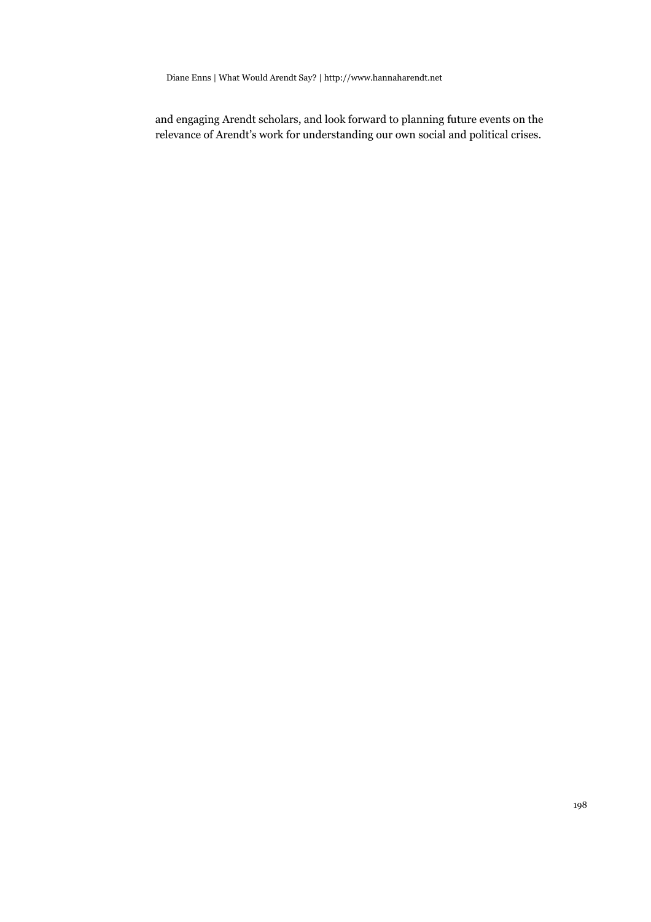and engaging Arendt scholars, and look forward to planning future events on the relevance of Arendt's work for understanding our own social and political crises.